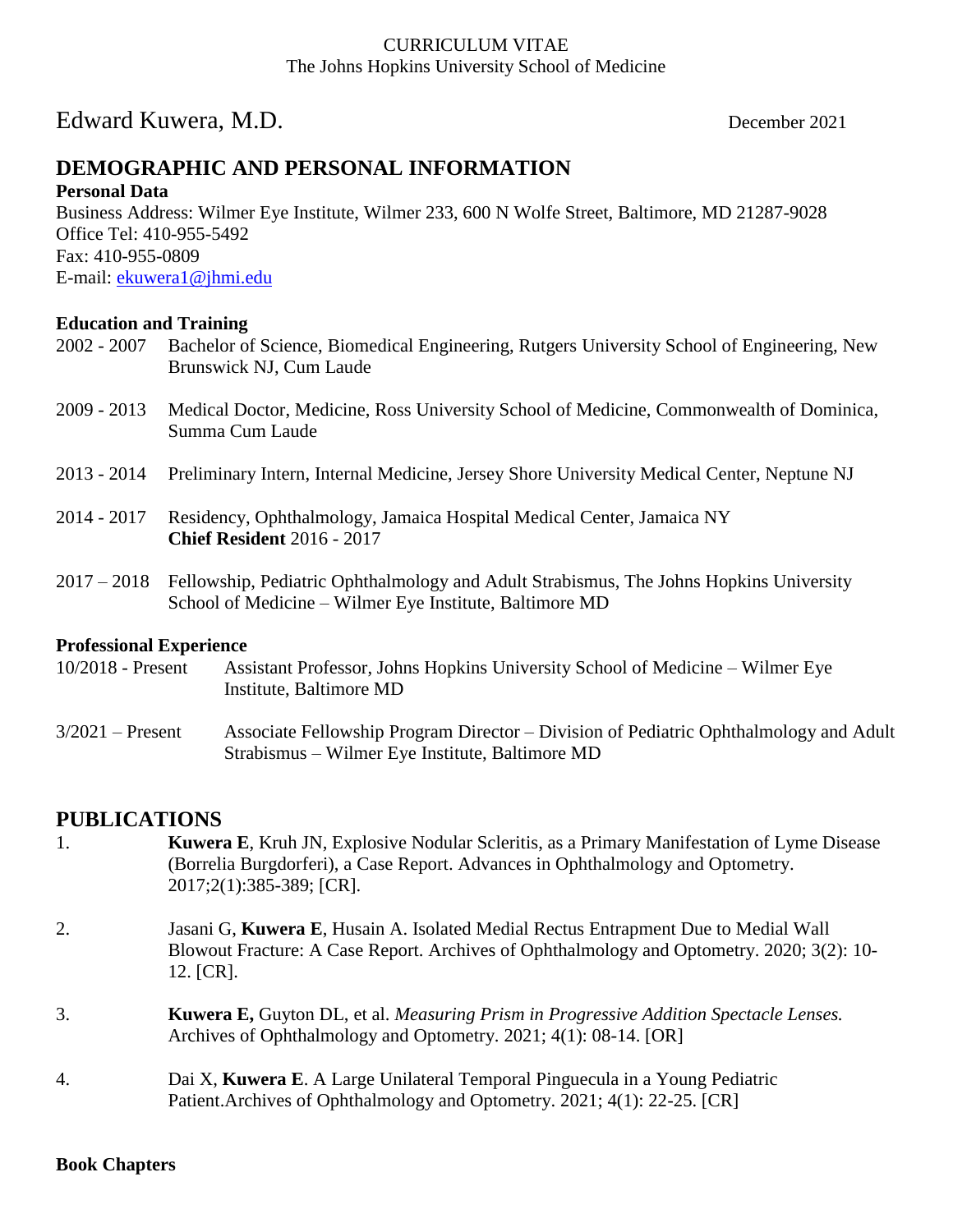CURRICULUM VITAE
The Johns Hopkins University School of Medicine

# Edward Kuwera, M.D.

December 2021

## DEMOGRAPHIC AND PERSONAL INFORMATION

**Personal Data**

Business Address: Wilmer Eye Institute, Wilmer 233, 600 N Wolfe Street, Baltimore, MD 21287-9028
Office Tel: 410-955-5492
Fax: 410-955-0809
E-mail: ekuwera1@jhmi.edu

**Education and Training**

2002 - 2007 Bachelor of Science, Biomedical Engineering, Rutgers University School of Engineering, New Brunswick NJ, Cum Laude

2009 - 2013 Medical Doctor, Medicine, Ross University School of Medicine, Commonwealth of Dominica, Summa Cum Laude

2013 - 2014 Preliminary Intern, Internal Medicine, Jersey Shore University Medical Center, Neptune NJ

2014 - 2017 Residency, Ophthalmology, Jamaica Hospital Medical Center, Jamaica NY
**Chief Resident** 2016 - 2017

2017 – 2018 Fellowship, Pediatric Ophthalmology and Adult Strabismus, The Johns Hopkins University School of Medicine – Wilmer Eye Institute, Baltimore MD

**Professional Experience**

10/2018 - Present Assistant Professor, Johns Hopkins University School of Medicine – Wilmer Eye Institute, Baltimore MD

3/2021 – Present Associate Fellowship Program Director – Division of Pediatric Ophthalmology and Adult Strabismus – Wilmer Eye Institute, Baltimore MD

## PUBLICATIONS

1. **Kuwera E**, Kruh JN, Explosive Nodular Scleritis, as a Primary Manifestation of Lyme Disease (Borrelia Burgdorferi), a Case Report. Advances in Ophthalmology and Optometry. 2017;2(1):385-389; [CR].

2. Jasani G, **Kuwera E**, Husain A. Isolated Medial Rectus Entrapment Due to Medial Wall Blowout Fracture: A Case Report. Archives of Ophthalmology and Optometry. 2020; 3(2): 10-12. [CR].

3. **Kuwera E,** Guyton DL, et al. *Measuring Prism in Progressive Addition Spectacle Lenses.* Archives of Ophthalmology and Optometry. 2021; 4(1): 08-14. [OR]

4. Dai X, **Kuwera E**. A Large Unilateral Temporal Pinguecula in a Young Pediatric Patient.Archives of Ophthalmology and Optometry. 2021; 4(1): 22-25. [CR]

**Book Chapters**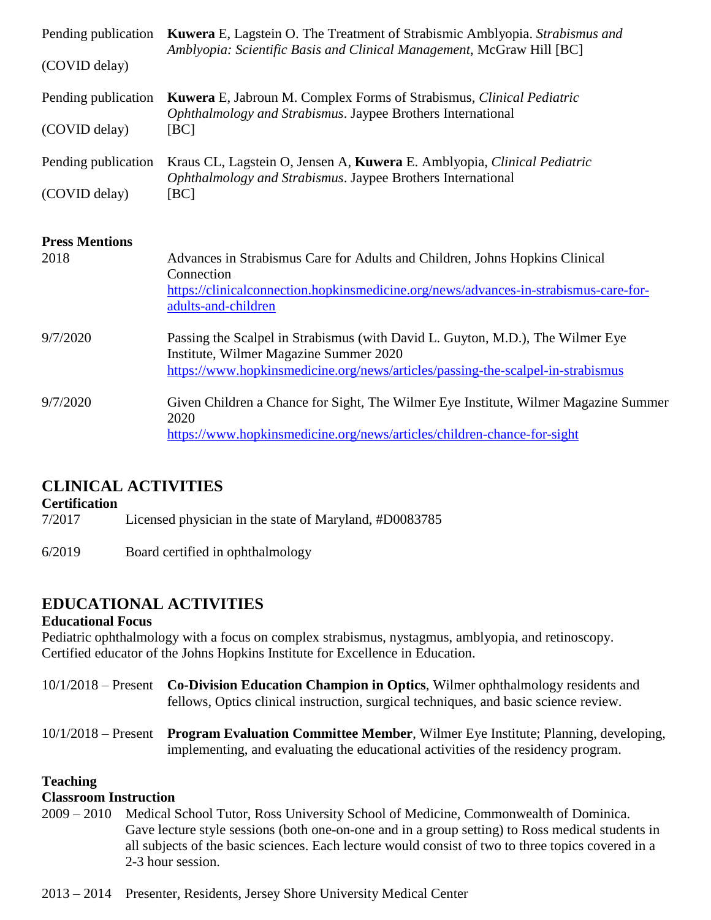Pending publication (COVID delay) — **Kuwera** E, Lagstein O. The Treatment of Strabismic Amblyopia. *Strabismus and Amblyopia: Scientific Basis and Clinical Management*, McGraw Hill [BC]

Pending publication (COVID delay) — **Kuwera** E, Jabroun M. Complex Forms of Strabismus, *Clinical Pediatric Ophthalmology and Strabismus*. Jaypee Brothers International [BC]

Pending publication (COVID delay) — Kraus CL, Lagstein O, Jensen A, **Kuwera** E. Amblyopia, *Clinical Pediatric Ophthalmology and Strabismus*. Jaypee Brothers International [BC]

**Press Mentions**

2018 — Advances in Strabismus Care for Adults and Children, Johns Hopkins Clinical Connection
https://clinicalconnection.hopkinsmedicine.org/news/advances-in-strabismus-care-for-adults-and-children

9/7/2020 — Passing the Scalpel in Strabismus (with David L. Guyton, M.D.), The Wilmer Eye Institute, Wilmer Magazine Summer 2020
https://www.hopkinsmedicine.org/news/articles/passing-the-scalpel-in-strabismus

9/7/2020 — Given Children a Chance for Sight, The Wilmer Eye Institute, Wilmer Magazine Summer 2020
https://www.hopkinsmedicine.org/news/articles/children-chance-for-sight

## CLINICAL ACTIVITIES

**Certification**

7/2017 — Licensed physician in the state of Maryland, #D0083785

6/2019 — Board certified in ophthalmology

## EDUCATIONAL ACTIVITIES

**Educational Focus**

Pediatric ophthalmology with a focus on complex strabismus, nystagmus, amblyopia, and retinoscopy. Certified educator of the Johns Hopkins Institute for Excellence in Education.

10/1/2018 – Present — **Co-Division Education Champion in Optics**, Wilmer ophthalmology residents and fellows, Optics clinical instruction, surgical techniques, and basic science review.

10/1/2018 – Present — **Program Evaluation Committee Member**, Wilmer Eye Institute; Planning, developing, implementing, and evaluating the educational activities of the residency program.

**Teaching**

**Classroom Instruction**

2009 – 2010 — Medical School Tutor, Ross University School of Medicine, Commonwealth of Dominica. Gave lecture style sessions (both one-on-one and in a group setting) to Ross medical students in all subjects of the basic sciences. Each lecture would consist of two to three topics covered in a 2-3 hour session.

2013 – 2014 — Presenter, Residents, Jersey Shore University Medical Center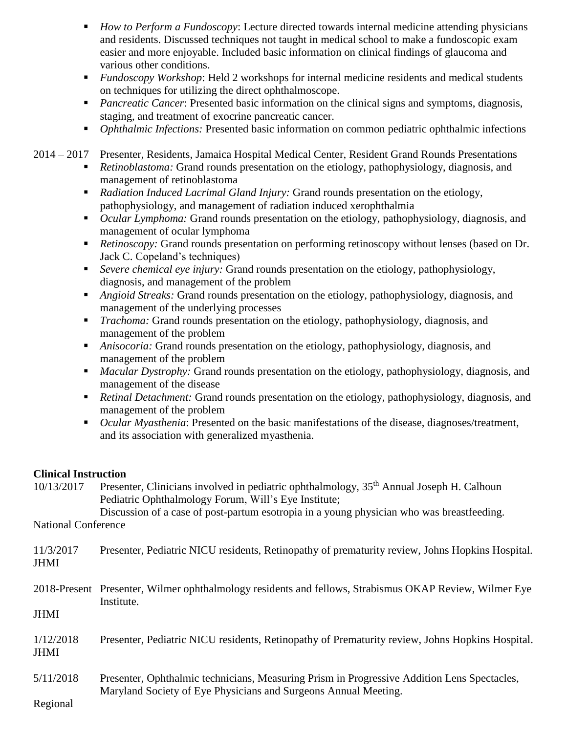- *How to Perform a Fundoscopy*: Lecture directed towards internal medicine attending physicians and residents. Discussed techniques not taught in medical school to make a fundoscopic exam easier and more enjoyable. Included basic information on clinical findings of glaucoma and various other conditions.
- *Fundoscopy Workshop*: Held 2 workshops for internal medicine residents and medical students on techniques for utilizing the direct ophthalmoscope.
- *Pancreatic Cancer*: Presented basic information on the clinical signs and symptoms, diagnosis, staging, and treatment of exocrine pancreatic cancer.
- *Ophthalmic Infections:* Presented basic information on common pediatric ophthalmic infections

2014 – 2017 Presenter, Residents, Jamaica Hospital Medical Center, Resident Grand Rounds Presentations

- *Retinoblastoma:* Grand rounds presentation on the etiology, pathophysiology, diagnosis, and management of retinoblastoma
- *Radiation Induced Lacrimal Gland Injury:* Grand rounds presentation on the etiology, pathophysiology, and management of radiation induced xerophthalmia
- *Ocular Lymphoma:* Grand rounds presentation on the etiology, pathophysiology, diagnosis, and management of ocular lymphoma
- *Retinoscopy:* Grand rounds presentation on performing retinoscopy without lenses (based on Dr. Jack C. Copeland's techniques)
- *Severe chemical eye injury:* Grand rounds presentation on the etiology, pathophysiology, diagnosis, and management of the problem
- *Angioid Streaks:* Grand rounds presentation on the etiology, pathophysiology, diagnosis, and management of the underlying processes
- *Trachoma:* Grand rounds presentation on the etiology, pathophysiology, diagnosis, and management of the problem
- *Anisocoria:* Grand rounds presentation on the etiology, pathophysiology, diagnosis, and management of the problem
- *Macular Dystrophy:* Grand rounds presentation on the etiology, pathophysiology, diagnosis, and management of the disease
- *Retinal Detachment:* Grand rounds presentation on the etiology, pathophysiology, diagnosis, and management of the problem
- *Ocular Myasthenia*: Presented on the basic manifestations of the disease, diagnoses/treatment, and its association with generalized myasthenia.

**Clinical Instruction**

10/13/2017 Presenter, Clinicians involved in pediatric ophthalmology, 35th Annual Joseph H. Calhoun Pediatric Ophthalmology Forum, Will's Eye Institute;
Discussion of a case of post-partum esotropia in a young physician who was breastfeeding.
National Conference

11/3/2017 Presenter, Pediatric NICU residents, Retinopathy of prematurity review, Johns Hopkins Hospital.
JHMI

2018-Present Presenter, Wilmer ophthalmology residents and fellows, Strabismus OKAP Review, Wilmer Eye Institute.
JHMI

1/12/2018 Presenter, Pediatric NICU residents, Retinopathy of Prematurity review, Johns Hopkins Hospital.
JHMI

5/11/2018 Presenter, Ophthalmic technicians, Measuring Prism in Progressive Addition Lens Spectacles, Maryland Society of Eye Physicians and Surgeons Annual Meeting.
Regional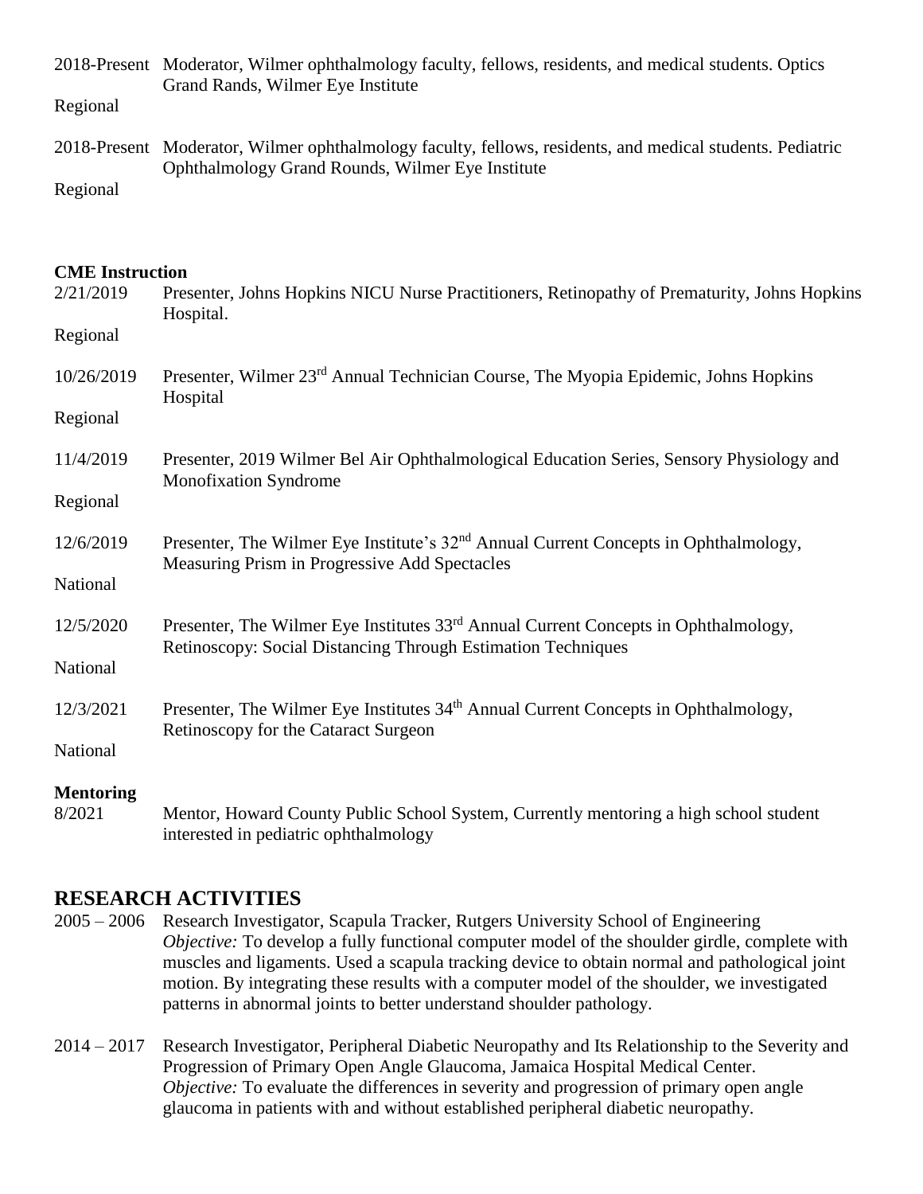2018-Present Moderator, Wilmer ophthalmology faculty, fellows, residents, and medical students. Optics Grand Rands, Wilmer Eye Institute

Regional

2018-Present Moderator, Wilmer ophthalmology faculty, fellows, residents, and medical students. Pediatric Ophthalmology Grand Rounds, Wilmer Eye Institute

Regional

**CME Instruction**

2/21/2019 Presenter, Johns Hopkins NICU Nurse Practitioners, Retinopathy of Prematurity, Johns Hopkins Hospital.

Regional

10/26/2019 Presenter, Wilmer 23rd Annual Technician Course, The Myopia Epidemic, Johns Hopkins Hospital

Regional

11/4/2019 Presenter, 2019 Wilmer Bel Air Ophthalmological Education Series, Sensory Physiology and Monofixation Syndrome

Regional

12/6/2019 Presenter, The Wilmer Eye Institute's 32nd Annual Current Concepts in Ophthalmology, Measuring Prism in Progressive Add Spectacles

National

12/5/2020 Presenter, The Wilmer Eye Institutes 33rd Annual Current Concepts in Ophthalmology, Retinoscopy: Social Distancing Through Estimation Techniques

National

12/3/2021 Presenter, The Wilmer Eye Institutes 34th Annual Current Concepts in Ophthalmology, Retinoscopy for the Cataract Surgeon

National

**Mentoring**

8/2021 Mentor, Howard County Public School System, Currently mentoring a high school student interested in pediatric ophthalmology

## RESEARCH ACTIVITIES

2005 – 2006 Research Investigator, Scapula Tracker, Rutgers University School of Engineering
*Objective:* To develop a fully functional computer model of the shoulder girdle, complete with muscles and ligaments. Used a scapula tracking device to obtain normal and pathological joint motion. By integrating these results with a computer model of the shoulder, we investigated patterns in abnormal joints to better understand shoulder pathology.

2014 – 2017 Research Investigator, Peripheral Diabetic Neuropathy and Its Relationship to the Severity and Progression of Primary Open Angle Glaucoma, Jamaica Hospital Medical Center.
*Objective:* To evaluate the differences in severity and progression of primary open angle glaucoma in patients with and without established peripheral diabetic neuropathy.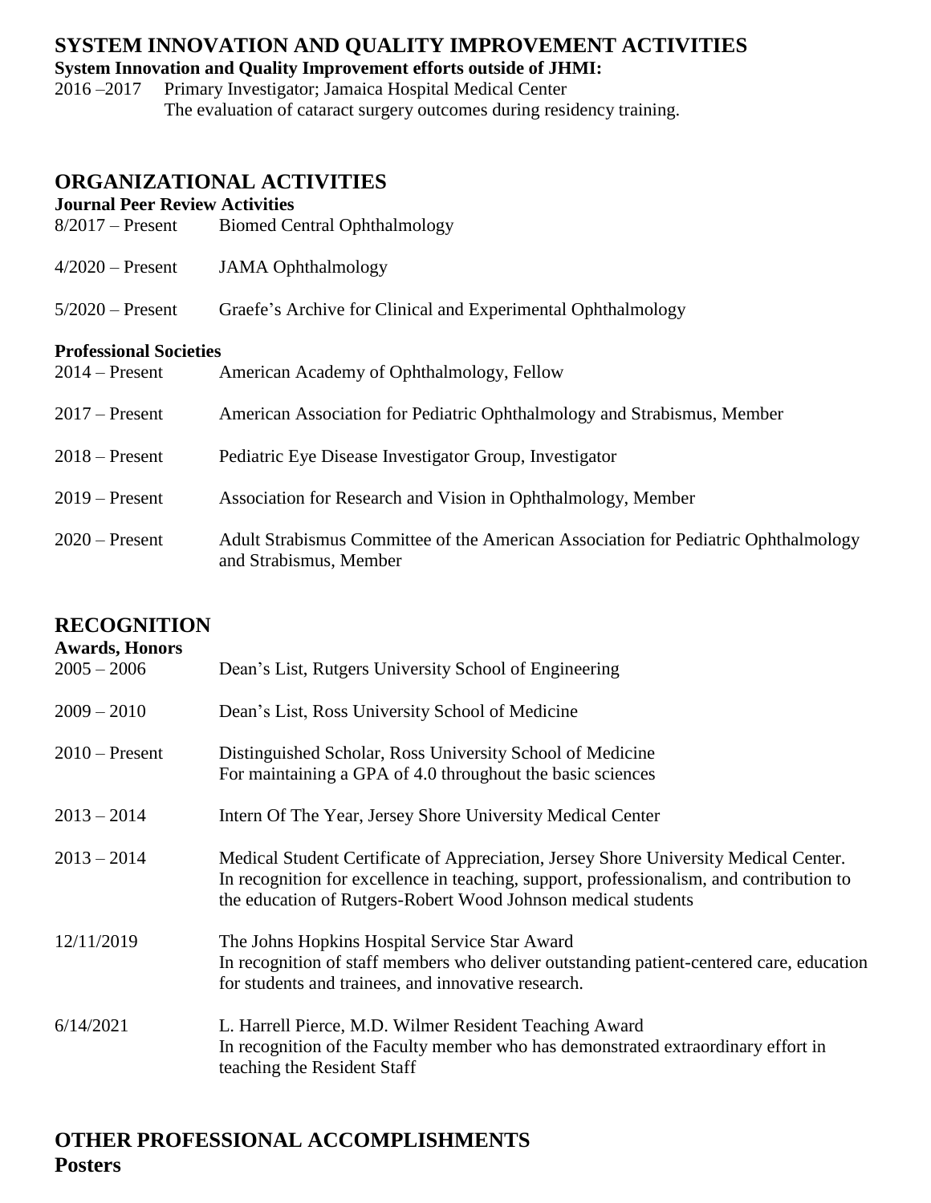## SYSTEM INNOVATION AND QUALITY IMPROVEMENT ACTIVITIES

**System Innovation and Quality Improvement efforts outside of JHMI:**

2016 –2017 Primary Investigator; Jamaica Hospital Medical Center
The evaluation of cataract surgery outcomes during residency training.

## ORGANIZATIONAL ACTIVITIES

**Journal Peer Review Activities**

8/2017 – Present Biomed Central Ophthalmology

4/2020 – Present JAMA Ophthalmology

5/2020 – Present Graefe's Archive for Clinical and Experimental Ophthalmology

**Professional Societies**

2014 – Present American Academy of Ophthalmology, Fellow

2017 – Present American Association for Pediatric Ophthalmology and Strabismus, Member

2018 – Present Pediatric Eye Disease Investigator Group, Investigator

2019 – Present Association for Research and Vision in Ophthalmology, Member

2020 – Present Adult Strabismus Committee of the American Association for Pediatric Ophthalmology and Strabismus, Member

## RECOGNITION

**Awards, Honors**

2005 – 2006 Dean's List, Rutgers University School of Engineering

2009 – 2010 Dean's List, Ross University School of Medicine

2010 – Present Distinguished Scholar, Ross University School of Medicine
For maintaining a GPA of 4.0 throughout the basic sciences

2013 – 2014 Intern Of The Year, Jersey Shore University Medical Center

2013 – 2014 Medical Student Certificate of Appreciation, Jersey Shore University Medical Center.
In recognition for excellence in teaching, support, professionalism, and contribution to the education of Rutgers-Robert Wood Johnson medical students

12/11/2019 The Johns Hopkins Hospital Service Star Award
In recognition of staff members who deliver outstanding patient-centered care, education for students and trainees, and innovative research.

6/14/2021 L. Harrell Pierce, M.D. Wilmer Resident Teaching Award
In recognition of the Faculty member who has demonstrated extraordinary effort in teaching the Resident Staff

## OTHER PROFESSIONAL ACCOMPLISHMENTS

**Posters**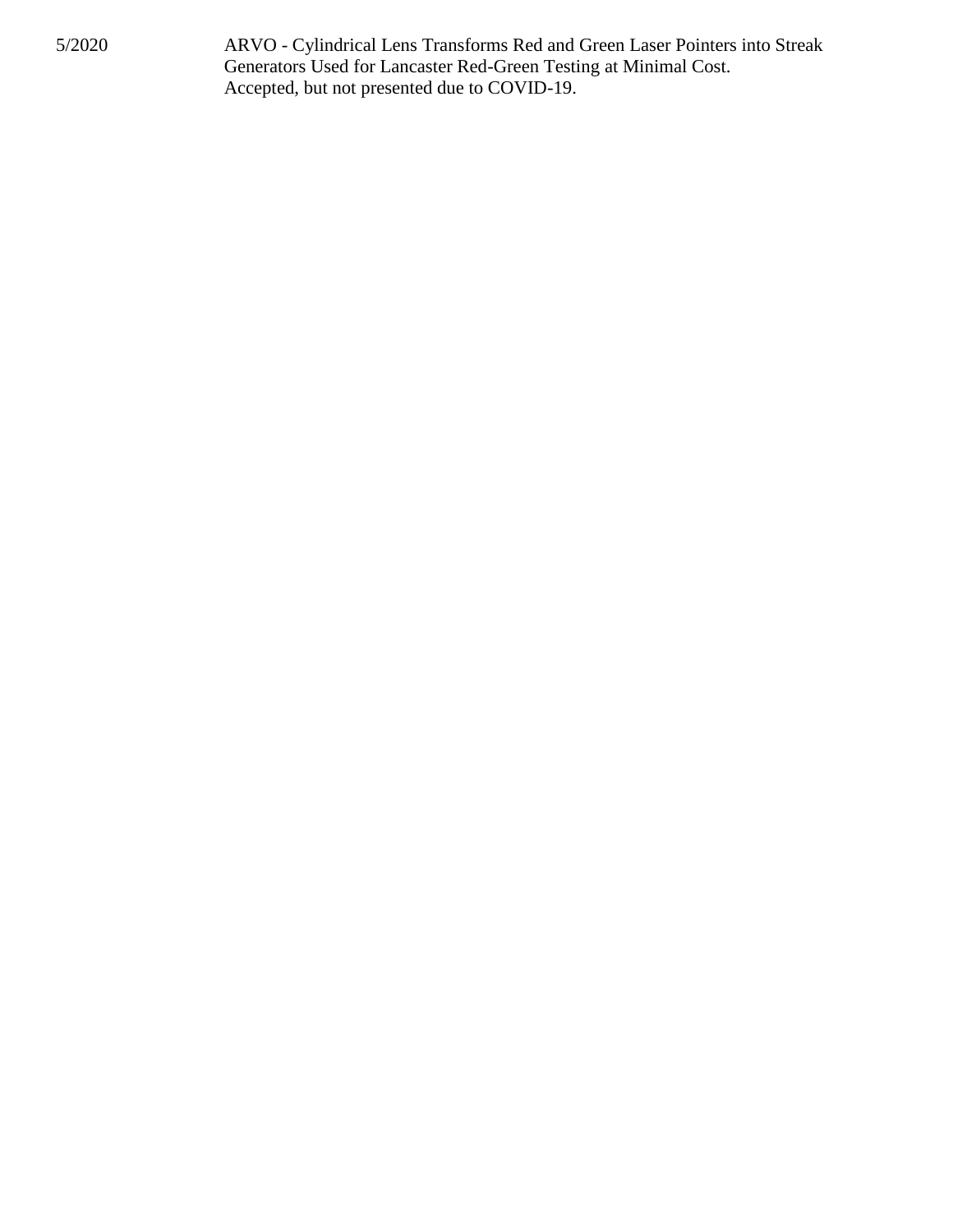5/2020 ARVO - Cylindrical Lens Transforms Red and Green Laser Pointers into Streak Generators Used for Lancaster Red-Green Testing at Minimal Cost.
Accepted, but not presented due to COVID-19.